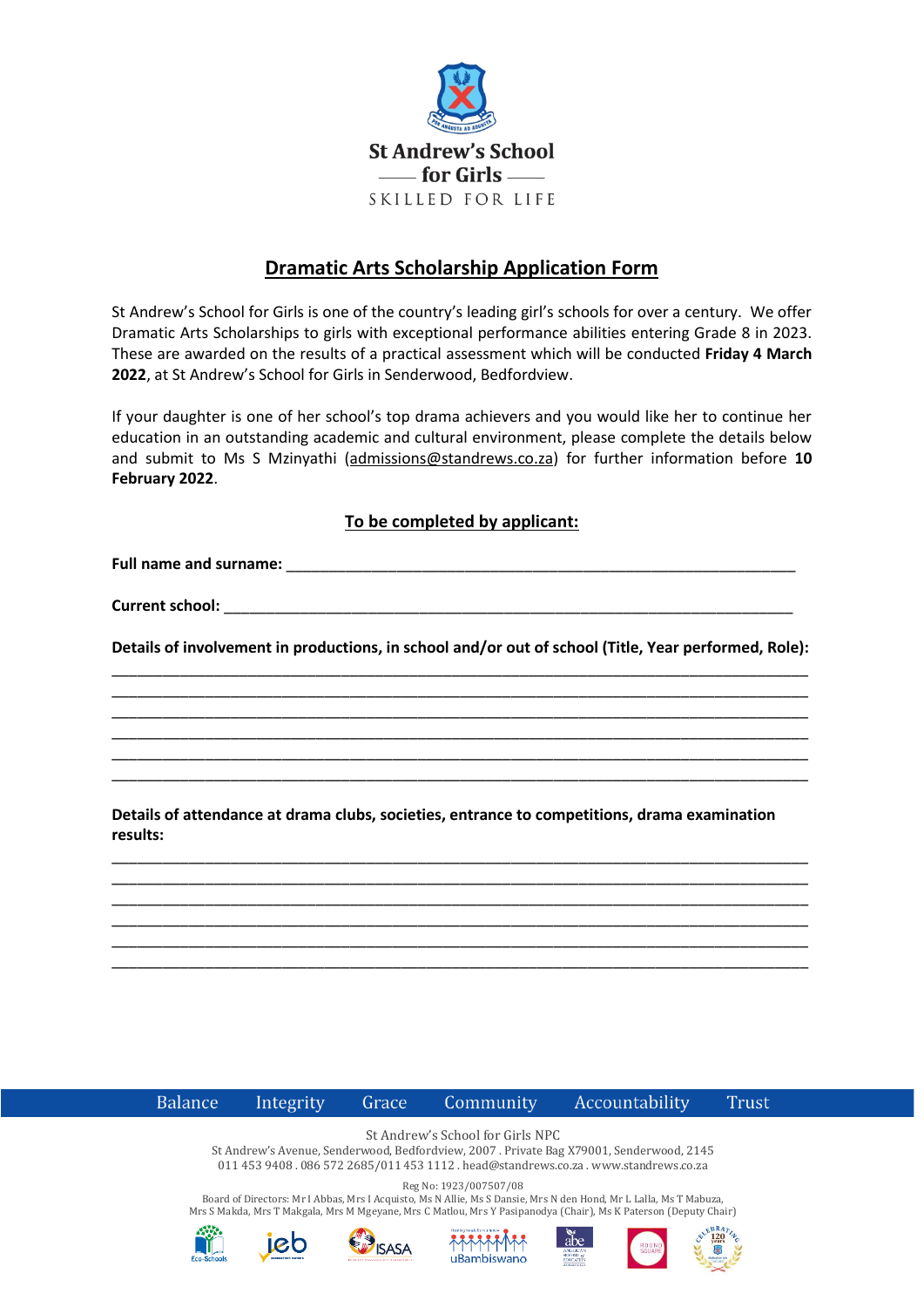St Andrew's School for Girls

SKILLED FOR LIFE

# Dramatic Arts Scholarship Application Form

St Andrew's School for Girls is one of the country's leading girl's schools for over a century. We offer Dramatic Arts Scholarships to girls with exceptional performance abilities entering Grade 8 in 2023. These are awarded on the results of a practical assessment which will be conducted **Friday 4 March 2022**, at St Andrew's School for Girls in Senderwood, Bedfordview.

If your daughter is one of her school's top drama achievers and you would like her to continue her education in an outstanding academic and cultural environment, please complete the details below and submit to Ms S Mzinyathi (admissions@standrews.co.za) for further information before **10 February 2022**.

## To be completed by applicant:

**Full name and surname:** ______________________________________________________________

**Current school:** ____________________________________________________________________

**Details of involvement in productions, in school and/or out of school (Title, Year performed, Role):**

______________________________________________________________________________
______________________________________________________________________________
______________________________________________________________________________
______________________________________________________________________________
______________________________________________________________________________
______________________________________________________________________________

**Details of attendance at drama clubs, societies, entrance to competitions, drama examination results:**

______________________________________________________________________________
______________________________________________________________________________
______________________________________________________________________________
______________________________________________________________________________
______________________________________________________________________________
______________________________________________________________________________

Balance Integrity Grace Community Accountability Trust

St Andrew's School for Girls NPC
St Andrew's Avenue, Senderwood, Bedfordview, 2007 . Private Bag X79001, Senderwood, 2145
011 453 9408 . 086 572 2685/011 453 1112 . head@standrews.co.za . www.standrews.co.za

Reg No: 1923/007507/08
Board of Directors: Mr I Abbas, Mrs I Acquisto, Ms N Allie, Ms S Dansie, Mrs N den Hond, Mr L Lalla, Ms T Mabuza, Mrs S Makda, Mrs T Makgala, Mrs M Mgeyane, Mrs C Matlou, Mrs Y Pasipanodya (Chair), Ms K Paterson (Deputy Chair)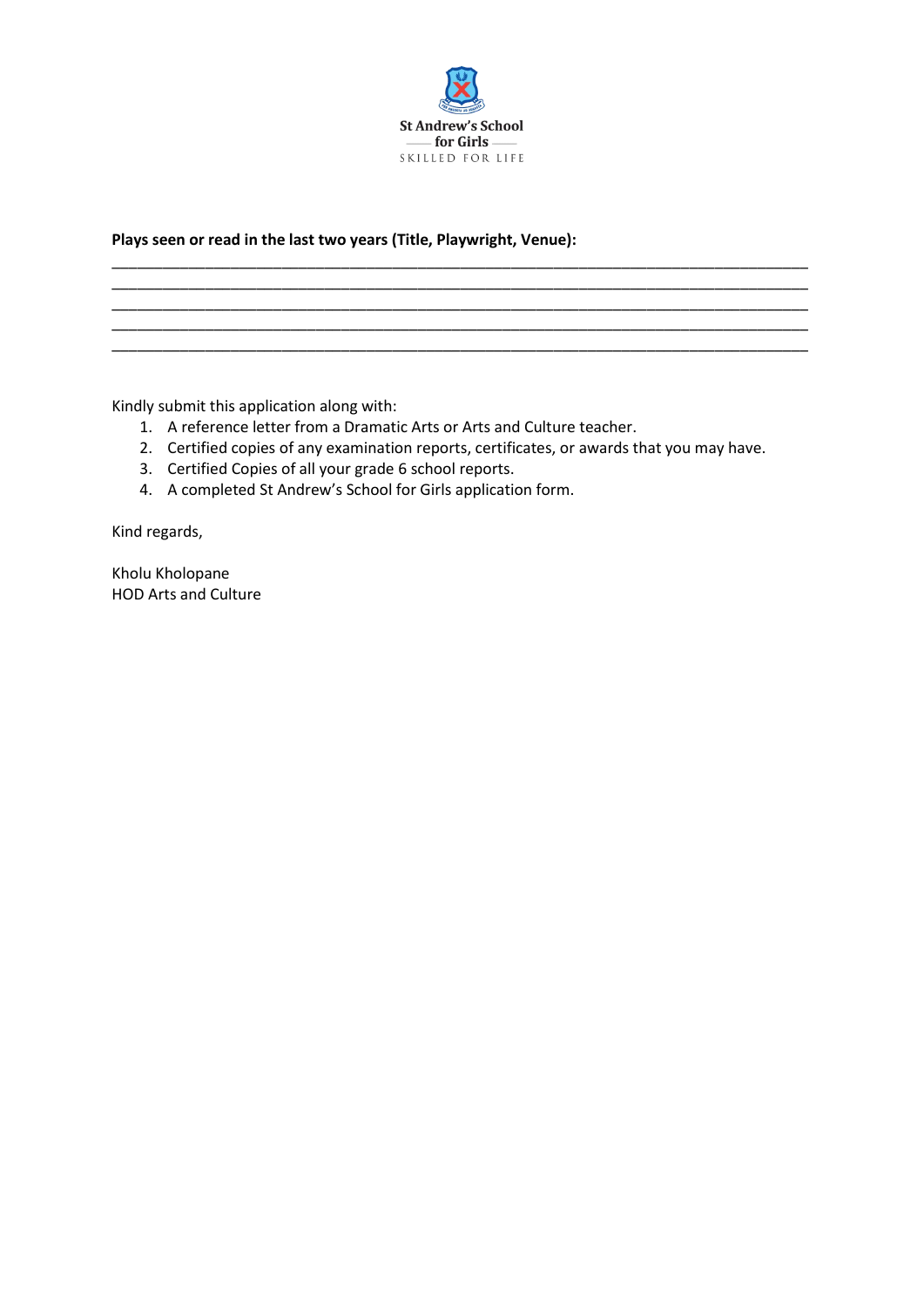St Andrew's School
for Girls
SKILLED FOR LIFE

**Plays seen or read in the last two years (Title, Playwright, Venue):**

_______________________________________________________________________________
_______________________________________________________________________________
_______________________________________________________________________________
_______________________________________________________________________________
_______________________________________________________________________________

Kindly submit this application along with:

1. A reference letter from a Dramatic Arts or Arts and Culture teacher.
2. Certified copies of any examination reports, certificates, or awards that you may have.
3. Certified Copies of all your grade 6 school reports.
4. A completed St Andrew's School for Girls application form.

Kind regards,

Kholu Kholopane
HOD Arts and Culture